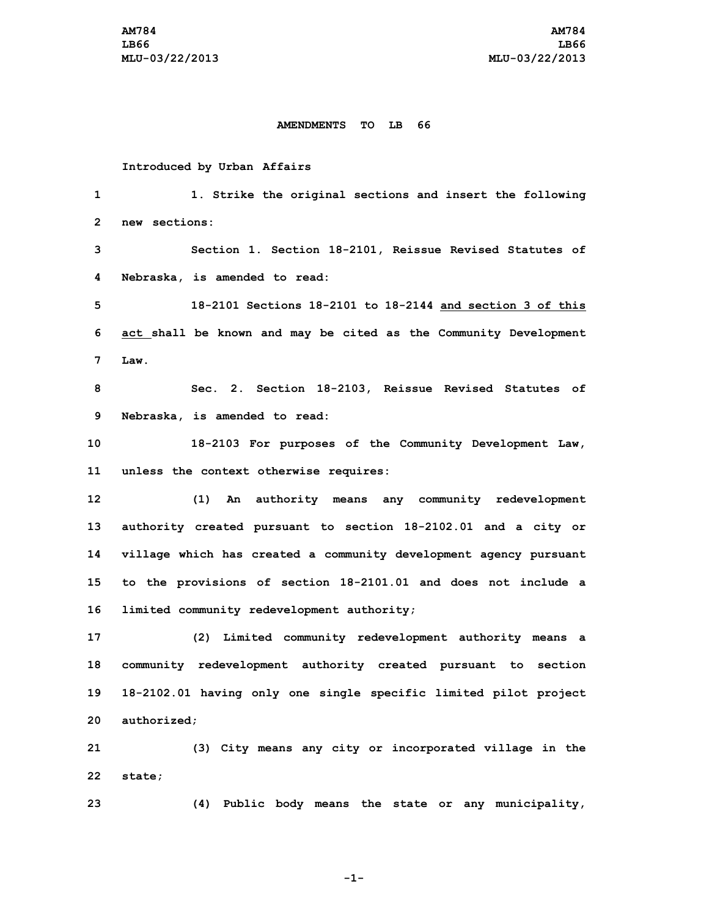**AMENDMENTS TO LB 66**

**Introduced by Urban Affairs**

1. Strike the original sections and insert the following new sections:

Section 1. Section 18-2101, Reissue Revised Statutes of Nebraska, is amended to read:

18-2101 Sections 18-2101 to 18-2144 <u>and section 3 of this act</u> shall be known and may be cited as the Community Development Law.

Sec. 2. Section 18-2103, Reissue Revised Statutes of Nebraska, is amended to read:

18-2103 For purposes of the Community Development Law, unless the context otherwise requires:

(1) An authority means any community redevelopment authority created pursuant to section 18-2102.01 and a city or village which has created a community development agency pursuant to the provisions of section 18-2101.01 and does not include a limited community redevelopment authority;

(2) Limited community redevelopment authority means a community redevelopment authority created pursuant to section 18-2102.01 having only one single specific limited pilot project authorized;

(3) City means any city or incorporated village in the state;

(4) Public body means the state or any municipality,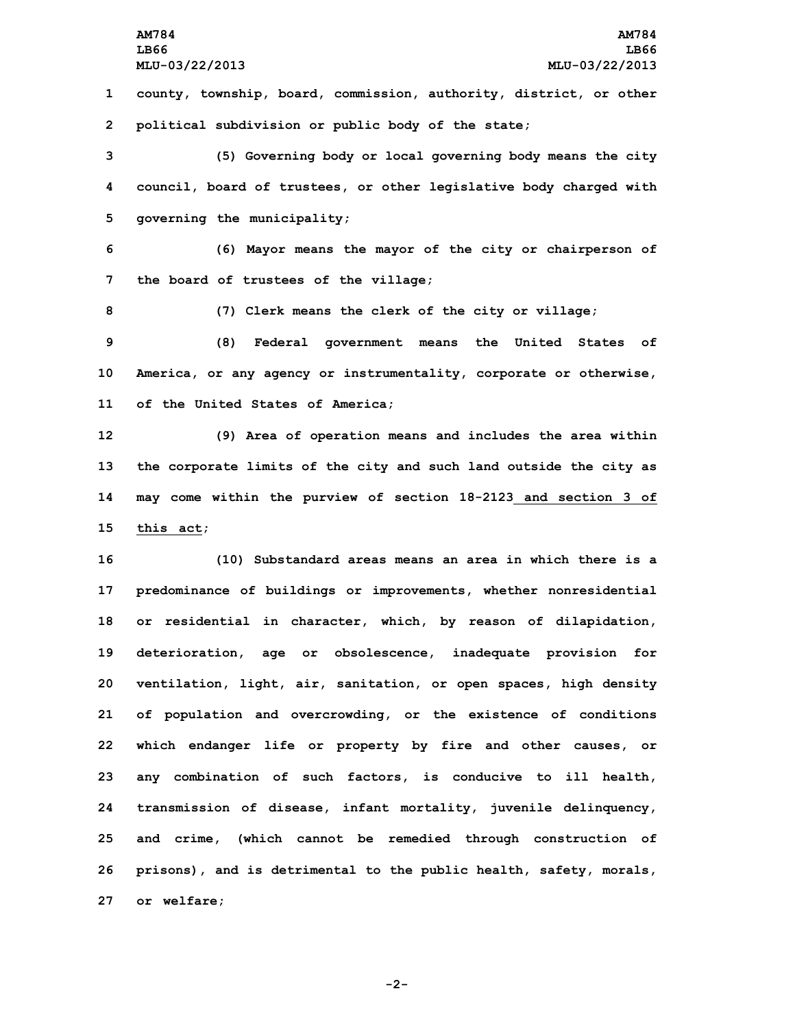county, township, board, commission, authority, district, or other political subdivision or public body of the state;

(5) Governing body or local governing body means the city council, board of trustees, or other legislative body charged with governing the municipality;

(6) Mayor means the mayor of the city or chairperson of the board of trustees of the village;

(7) Clerk means the clerk of the city or village;

(8) Federal government means the United States of America, or any agency or instrumentality, corporate or otherwise, of the United States of America;

(9) Area of operation means and includes the area within the corporate limits of the city and such land outside the city as may come within the purview of section 18-2123 and section 3 of this act;

(10) Substandard areas means an area in which there is a predominance of buildings or improvements, whether nonresidential or residential in character, which, by reason of dilapidation, deterioration, age or obsolescence, inadequate provision for ventilation, light, air, sanitation, or open spaces, high density of population and overcrowding, or the existence of conditions which endanger life or property by fire and other causes, or any combination of such factors, is conducive to ill health, transmission of disease, infant mortality, juvenile delinquency, and crime, (which cannot be remedied through construction of prisons), and is detrimental to the public health, safety, morals, or welfare;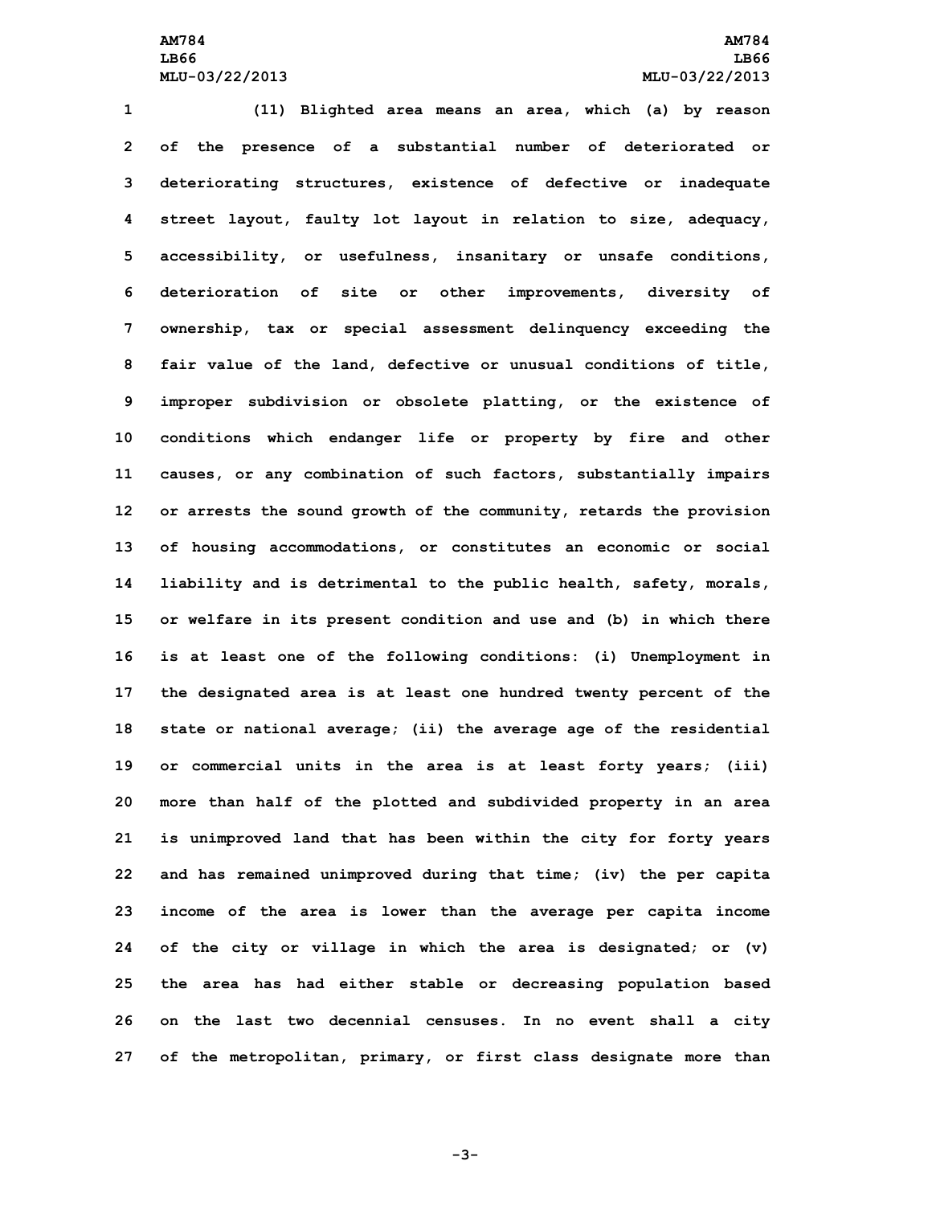(11) Blighted area means an area, which (a) by reason of the presence of a substantial number of deteriorated or deteriorating structures, existence of defective or inadequate street layout, faulty lot layout in relation to size, adequacy, accessibility, or usefulness, insanitary or unsafe conditions, deterioration of site or other improvements, diversity of ownership, tax or special assessment delinquency exceeding the fair value of the land, defective or unusual conditions of title, improper subdivision or obsolete platting, or the existence of conditions which endanger life or property by fire and other causes, or any combination of such factors, substantially impairs or arrests the sound growth of the community, retards the provision of housing accommodations, or constitutes an economic or social liability and is detrimental to the public health, safety, morals, or welfare in its present condition and use and (b) in which there is at least one of the following conditions: (i) Unemployment in the designated area is at least one hundred twenty percent of the state or national average; (ii) the average age of the residential or commercial units in the area is at least forty years; (iii) more than half of the plotted and subdivided property in an area is unimproved land that has been within the city for forty years and has remained unimproved during that time; (iv) the per capita income of the area is lower than the average per capita income of the city or village in which the area is designated; or (v) the area has had either stable or decreasing population based on the last two decennial censuses. In no event shall a city of the metropolitan, primary, or first class designate more than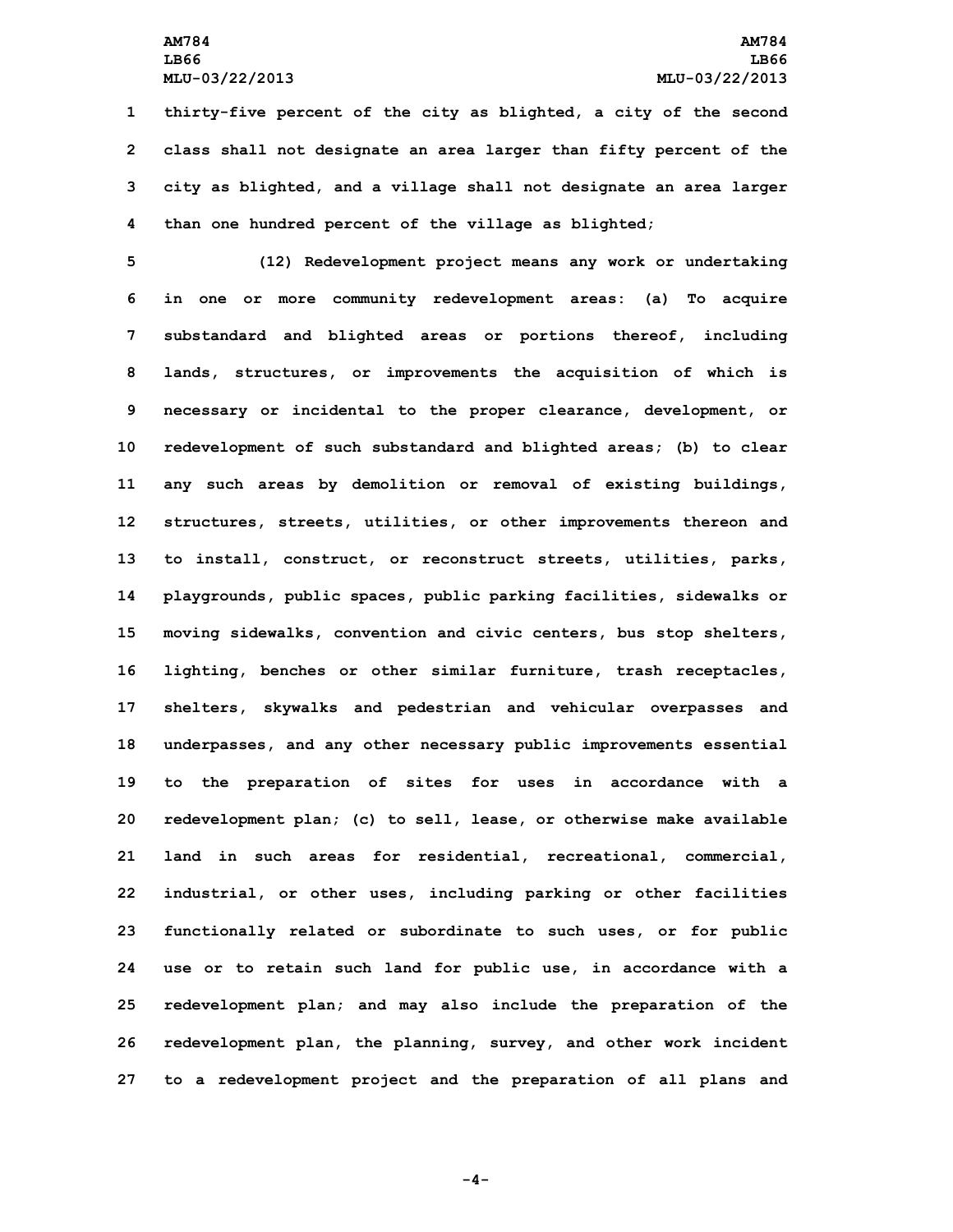thirty-five percent of the city as blighted, a city of the second class shall not designate an area larger than fifty percent of the city as blighted, and a village shall not designate an area larger than one hundred percent of the village as blighted;

(12) Redevelopment project means any work or undertaking in one or more community redevelopment areas: (a) To acquire substandard and blighted areas or portions thereof, including lands, structures, or improvements the acquisition of which is necessary or incidental to the proper clearance, development, or redevelopment of such substandard and blighted areas; (b) to clear any such areas by demolition or removal of existing buildings, structures, streets, utilities, or other improvements thereon and to install, construct, or reconstruct streets, utilities, parks, playgrounds, public spaces, public parking facilities, sidewalks or moving sidewalks, convention and civic centers, bus stop shelters, lighting, benches or other similar furniture, trash receptacles, shelters, skywalks and pedestrian and vehicular overpasses and underpasses, and any other necessary public improvements essential to the preparation of sites for uses in accordance with a redevelopment plan; (c) to sell, lease, or otherwise make available land in such areas for residential, recreational, commercial, industrial, or other uses, including parking or other facilities functionally related or subordinate to such uses, or for public use or to retain such land for public use, in accordance with a redevelopment plan; and may also include the preparation of the redevelopment plan, the planning, survey, and other work incident to a redevelopment project and the preparation of all plans and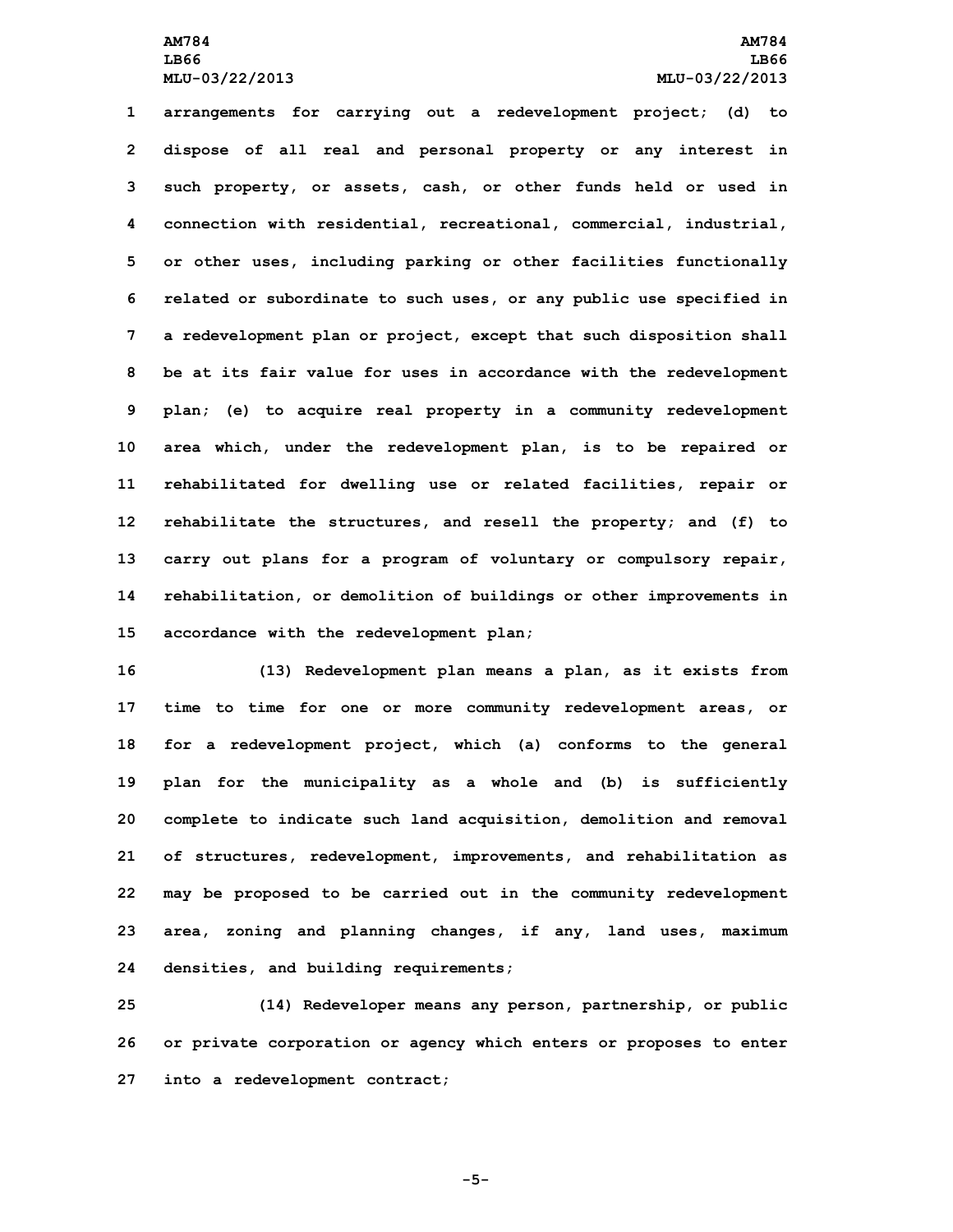arrangements for carrying out a redevelopment project; (d) to dispose of all real and personal property or any interest in such property, or assets, cash, or other funds held or used in connection with residential, recreational, commercial, industrial, or other uses, including parking or other facilities functionally related or subordinate to such uses, or any public use specified in a redevelopment plan or project, except that such disposition shall be at its fair value for uses in accordance with the redevelopment plan; (e) to acquire real property in a community redevelopment area which, under the redevelopment plan, is to be repaired or rehabilitated for dwelling use or related facilities, repair or rehabilitate the structures, and resell the property; and (f) to carry out plans for a program of voluntary or compulsory repair, rehabilitation, or demolition of buildings or other improvements in accordance with the redevelopment plan;

(13) Redevelopment plan means a plan, as it exists from time to time for one or more community redevelopment areas, or for a redevelopment project, which (a) conforms to the general plan for the municipality as a whole and (b) is sufficiently complete to indicate such land acquisition, demolition and removal of structures, redevelopment, improvements, and rehabilitation as may be proposed to be carried out in the community redevelopment area, zoning and planning changes, if any, land uses, maximum densities, and building requirements;

(14) Redeveloper means any person, partnership, or public or private corporation or agency which enters or proposes to enter into a redevelopment contract;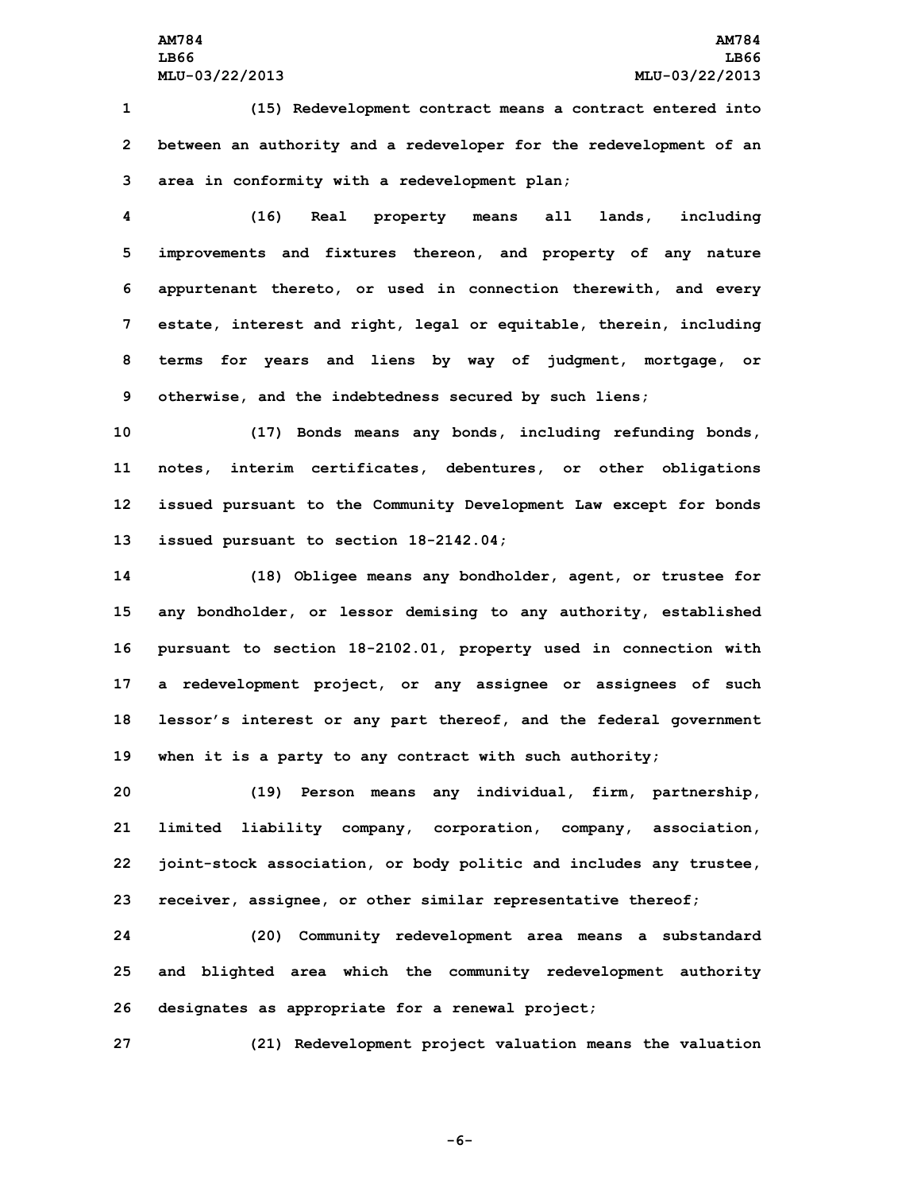(15) Redevelopment contract means a contract entered into between an authority and a redeveloper for the redevelopment of an area in conformity with a redevelopment plan;

(16) Real property means all lands, including improvements and fixtures thereon, and property of any nature appurtenant thereto, or used in connection therewith, and every estate, interest and right, legal or equitable, therein, including terms for years and liens by way of judgment, mortgage, or otherwise, and the indebtedness secured by such liens;

(17) Bonds means any bonds, including refunding bonds, notes, interim certificates, debentures, or other obligations issued pursuant to the Community Development Law except for bonds issued pursuant to section 18-2142.04;

(18) Obligee means any bondholder, agent, or trustee for any bondholder, or lessor demising to any authority, established pursuant to section 18-2102.01, property used in connection with a redevelopment project, or any assignee or assignees of such lessor's interest or any part thereof, and the federal government when it is a party to any contract with such authority;

(19) Person means any individual, firm, partnership, limited liability company, corporation, company, association, joint-stock association, or body politic and includes any trustee, receiver, assignee, or other similar representative thereof;

(20) Community redevelopment area means a substandard and blighted area which the community redevelopment authority designates as appropriate for a renewal project;

(21) Redevelopment project valuation means the valuation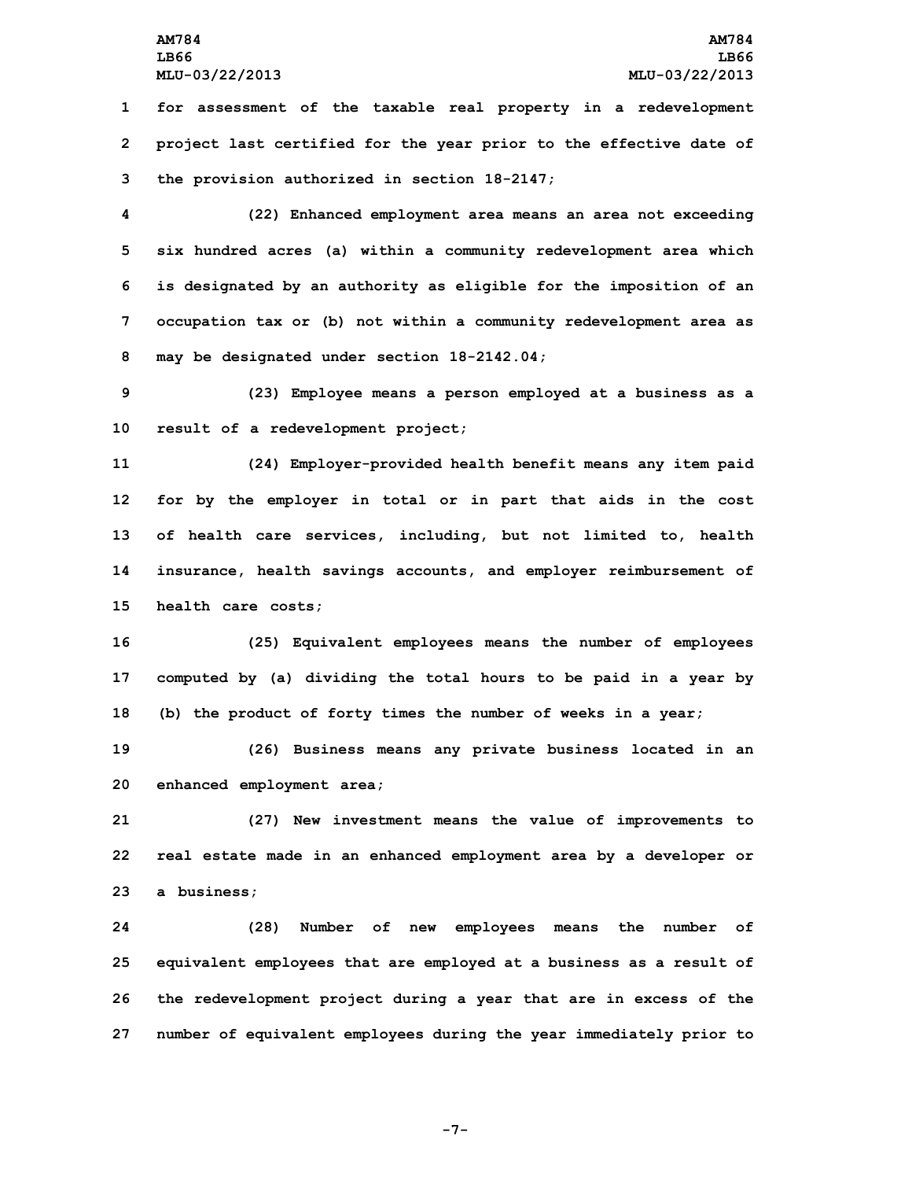for assessment of the taxable real property in a redevelopment project last certified for the year prior to the effective date of the provision authorized in section 18-2147;

(22) Enhanced employment area means an area not exceeding six hundred acres (a) within a community redevelopment area which is designated by an authority as eligible for the imposition of an occupation tax or (b) not within a community redevelopment area as may be designated under section 18-2142.04;

(23) Employee means a person employed at a business as a result of a redevelopment project;

(24) Employer-provided health benefit means any item paid for by the employer in total or in part that aids in the cost of health care services, including, but not limited to, health insurance, health savings accounts, and employer reimbursement of health care costs;

(25) Equivalent employees means the number of employees computed by (a) dividing the total hours to be paid in a year by (b) the product of forty times the number of weeks in a year;

(26) Business means any private business located in an enhanced employment area;

(27) New investment means the value of improvements to real estate made in an enhanced employment area by a developer or a business;

(28) Number of new employees means the number of equivalent employees that are employed at a business as a result of the redevelopment project during a year that are in excess of the number of equivalent employees during the year immediately prior to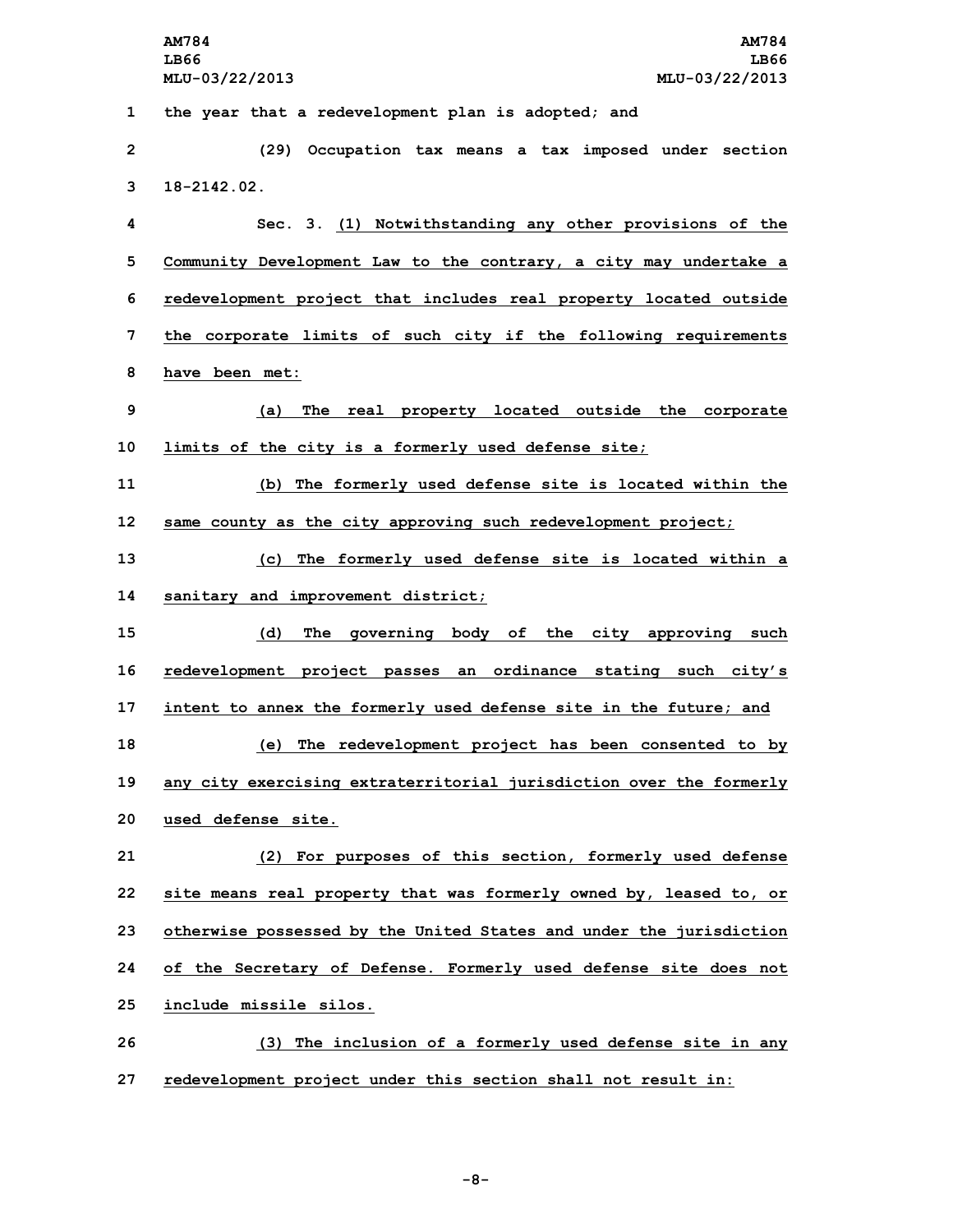the year that a redevelopment plan is adopted; and

(29) Occupation tax means a tax imposed under section 18-2142.02.

Sec. 3. (1) Notwithstanding any other provisions of the Community Development Law to the contrary, a city may undertake a redevelopment project that includes real property located outside the corporate limits of such city if the following requirements have been met:

(a) The real property located outside the corporate limits of the city is a formerly used defense site;

(b) The formerly used defense site is located within the same county as the city approving such redevelopment project;

(c) The formerly used defense site is located within a sanitary and improvement district;

(d) The governing body of the city approving such redevelopment project passes an ordinance stating such city's intent to annex the formerly used defense site in the future; and

(e) The redevelopment project has been consented to by any city exercising extraterritorial jurisdiction over the formerly used defense site.

(2) For purposes of this section, formerly used defense site means real property that was formerly owned by, leased to, or otherwise possessed by the United States and under the jurisdiction of the Secretary of Defense. Formerly used defense site does not include missile silos.

(3) The inclusion of a formerly used defense site in any redevelopment project under this section shall not result in: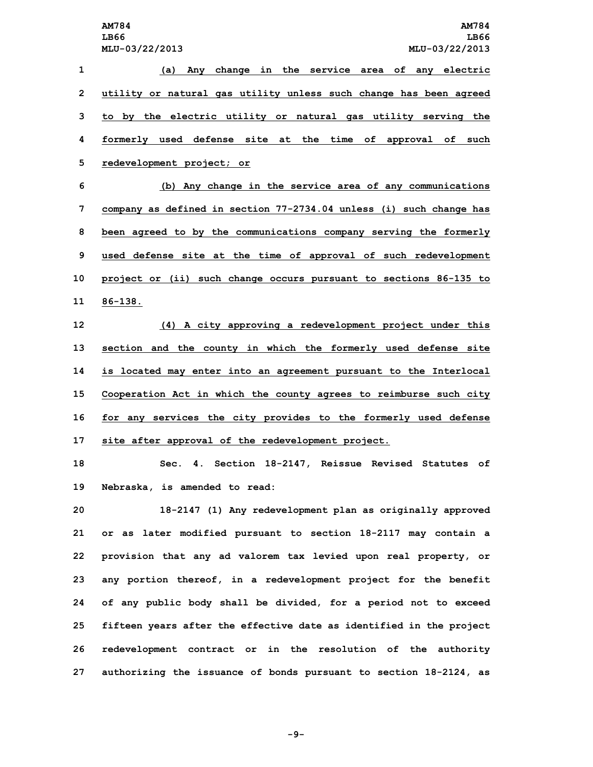(a) Any change in the service area of any electric utility or natural gas utility unless such change has been agreed to by the electric utility or natural gas utility serving the formerly used defense site at the time of approval of such redevelopment project; or

(b) Any change in the service area of any communications company as defined in section 77-2734.04 unless (i) such change has been agreed to by the communications company serving the formerly used defense site at the time of approval of such redevelopment project or (ii) such change occurs pursuant to sections 86-135 to 86-138.

(4) A city approving a redevelopment project under this section and the county in which the formerly used defense site is located may enter into an agreement pursuant to the Interlocal Cooperation Act in which the county agrees to reimburse such city for any services the city provides to the formerly used defense site after approval of the redevelopment project.

Sec. 4. Section 18-2147, Reissue Revised Statutes of Nebraska, is amended to read:

18-2147 (1) Any redevelopment plan as originally approved or as later modified pursuant to section 18-2117 may contain a provision that any ad valorem tax levied upon real property, or any portion thereof, in a redevelopment project for the benefit of any public body shall be divided, for a period not to exceed fifteen years after the effective date as identified in the project redevelopment contract or in the resolution of the authority authorizing the issuance of bonds pursuant to section 18-2124, as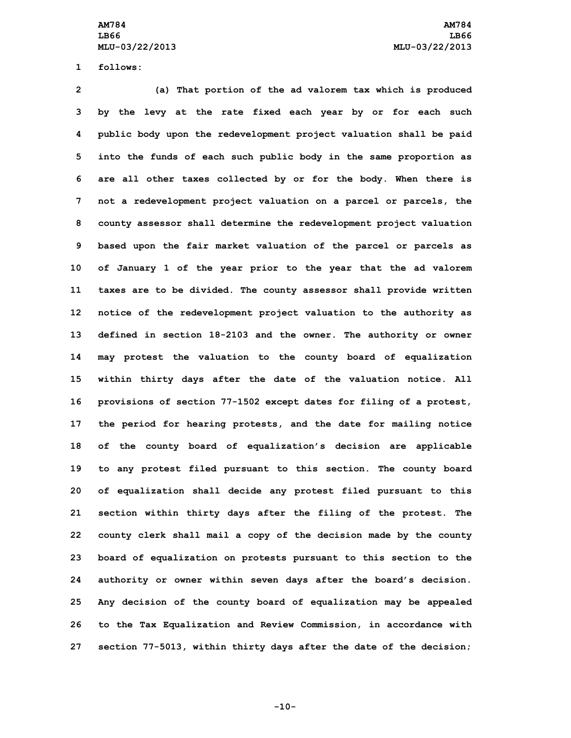follows:

(a) That portion of the ad valorem tax which is produced by the levy at the rate fixed each year by or for each such public body upon the redevelopment project valuation shall be paid into the funds of each such public body in the same proportion as are all other taxes collected by or for the body. When there is not a redevelopment project valuation on a parcel or parcels, the county assessor shall determine the redevelopment project valuation based upon the fair market valuation of the parcel or parcels as of January 1 of the year prior to the year that the ad valorem taxes are to be divided. The county assessor shall provide written notice of the redevelopment project valuation to the authority as defined in section 18-2103 and the owner. The authority or owner may protest the valuation to the county board of equalization within thirty days after the date of the valuation notice. All provisions of section 77-1502 except dates for filing of a protest, the period for hearing protests, and the date for mailing notice of the county board of equalization's decision are applicable to any protest filed pursuant to this section. The county board of equalization shall decide any protest filed pursuant to this section within thirty days after the filing of the protest. The county clerk shall mail a copy of the decision made by the county board of equalization on protests pursuant to this section to the authority or owner within seven days after the board's decision. Any decision of the county board of equalization may be appealed to the Tax Equalization and Review Commission, in accordance with section 77-5013, within thirty days after the date of the decision;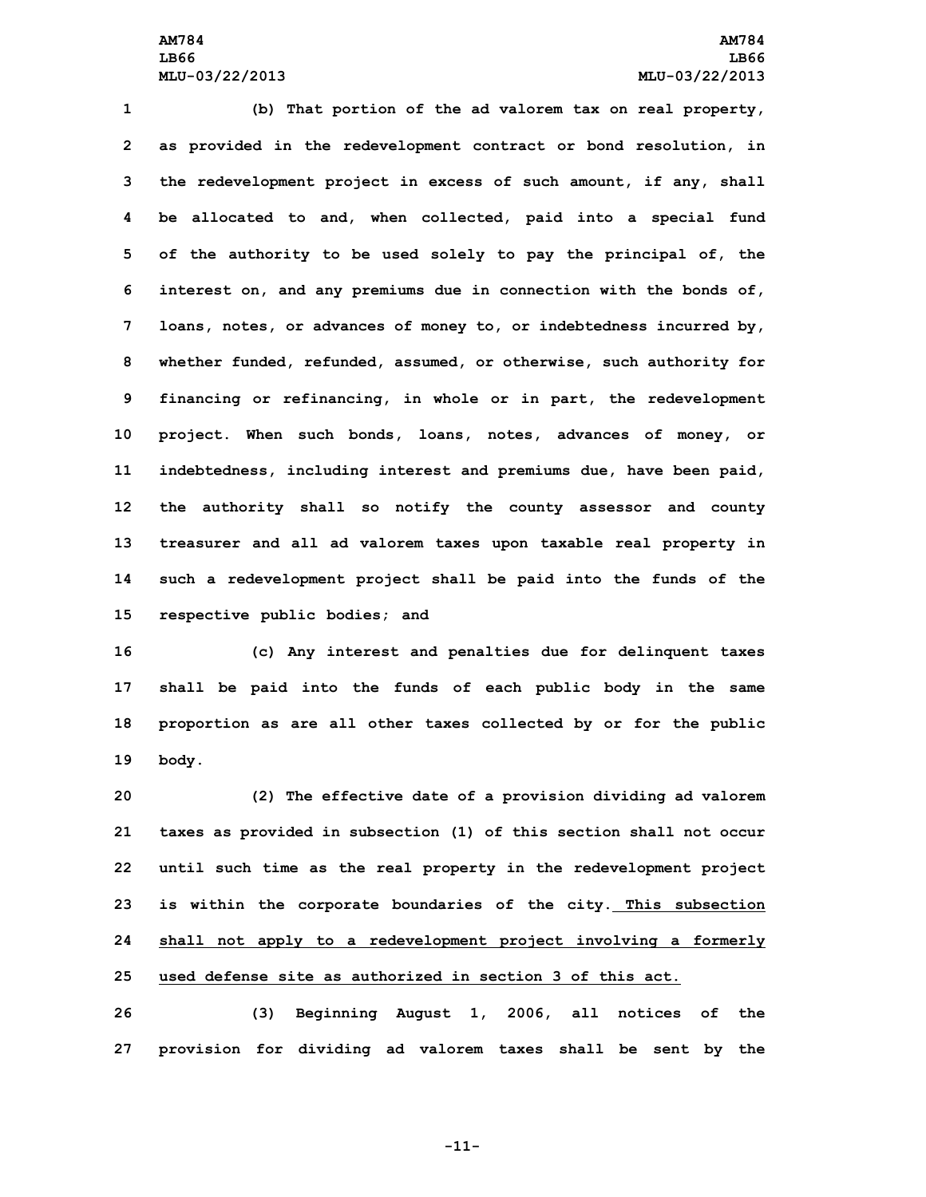(b) That portion of the ad valorem tax on real property, as provided in the redevelopment contract or bond resolution, in the redevelopment project in excess of such amount, if any, shall be allocated to and, when collected, paid into a special fund of the authority to be used solely to pay the principal of, the interest on, and any premiums due in connection with the bonds of, loans, notes, or advances of money to, or indebtedness incurred by, whether funded, refunded, assumed, or otherwise, such authority for financing or refinancing, in whole or in part, the redevelopment project. When such bonds, loans, notes, advances of money, or indebtedness, including interest and premiums due, have been paid, the authority shall so notify the county assessor and county treasurer and all ad valorem taxes upon taxable real property in such a redevelopment project shall be paid into the funds of the respective public bodies; and

(c) Any interest and penalties due for delinquent taxes shall be paid into the funds of each public body in the same proportion as are all other taxes collected by or for the public body.

(2) The effective date of a provision dividing ad valorem taxes as provided in subsection (1) of this section shall not occur until such time as the real property in the redevelopment project is within the corporate boundaries of the city. <u>This subsection shall not apply to a redevelopment project involving a formerly used defense site as authorized in section 3 of this act.</u>

(3) Beginning August 1, 2006, all notices of the provision for dividing ad valorem taxes shall be sent by the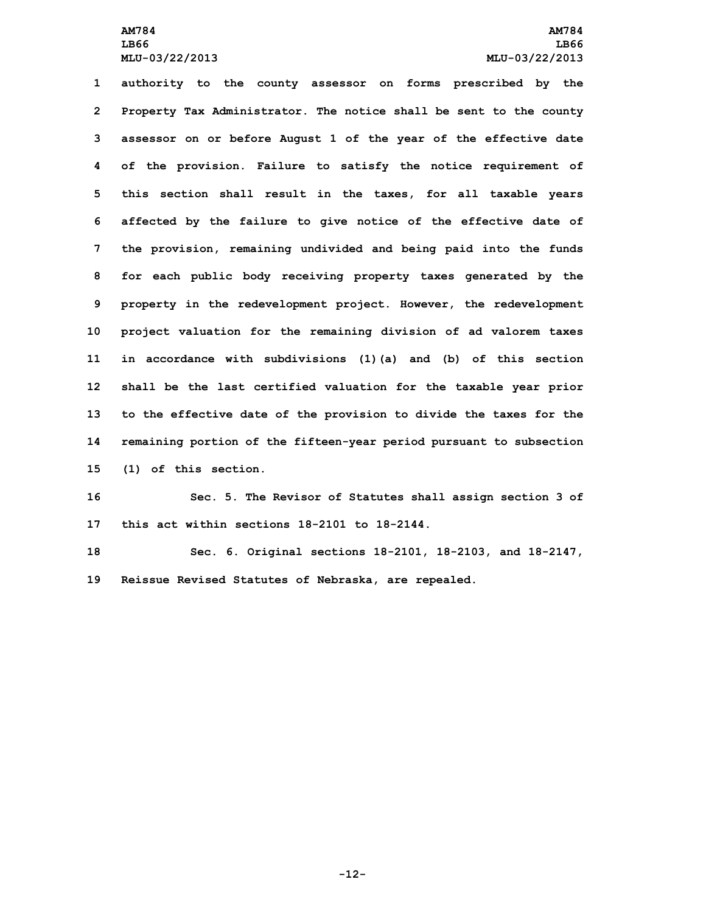authority to the county assessor on forms prescribed by the Property Tax Administrator. The notice shall be sent to the county assessor on or before August 1 of the year of the effective date of the provision. Failure to satisfy the notice requirement of this section shall result in the taxes, for all taxable years affected by the failure to give notice of the effective date of the provision, remaining undivided and being paid into the funds for each public body receiving property taxes generated by the property in the redevelopment project. However, the redevelopment project valuation for the remaining division of ad valorem taxes in accordance with subdivisions (1)(a) and (b) of this section shall be the last certified valuation for the taxable year prior to the effective date of the provision to divide the taxes for the remaining portion of the fifteen-year period pursuant to subsection (1) of this section.

Sec. 5. The Revisor of Statutes shall assign section 3 of this act within sections 18-2101 to 18-2144.

Sec. 6. Original sections 18-2101, 18-2103, and 18-2147, Reissue Revised Statutes of Nebraska, are repealed.